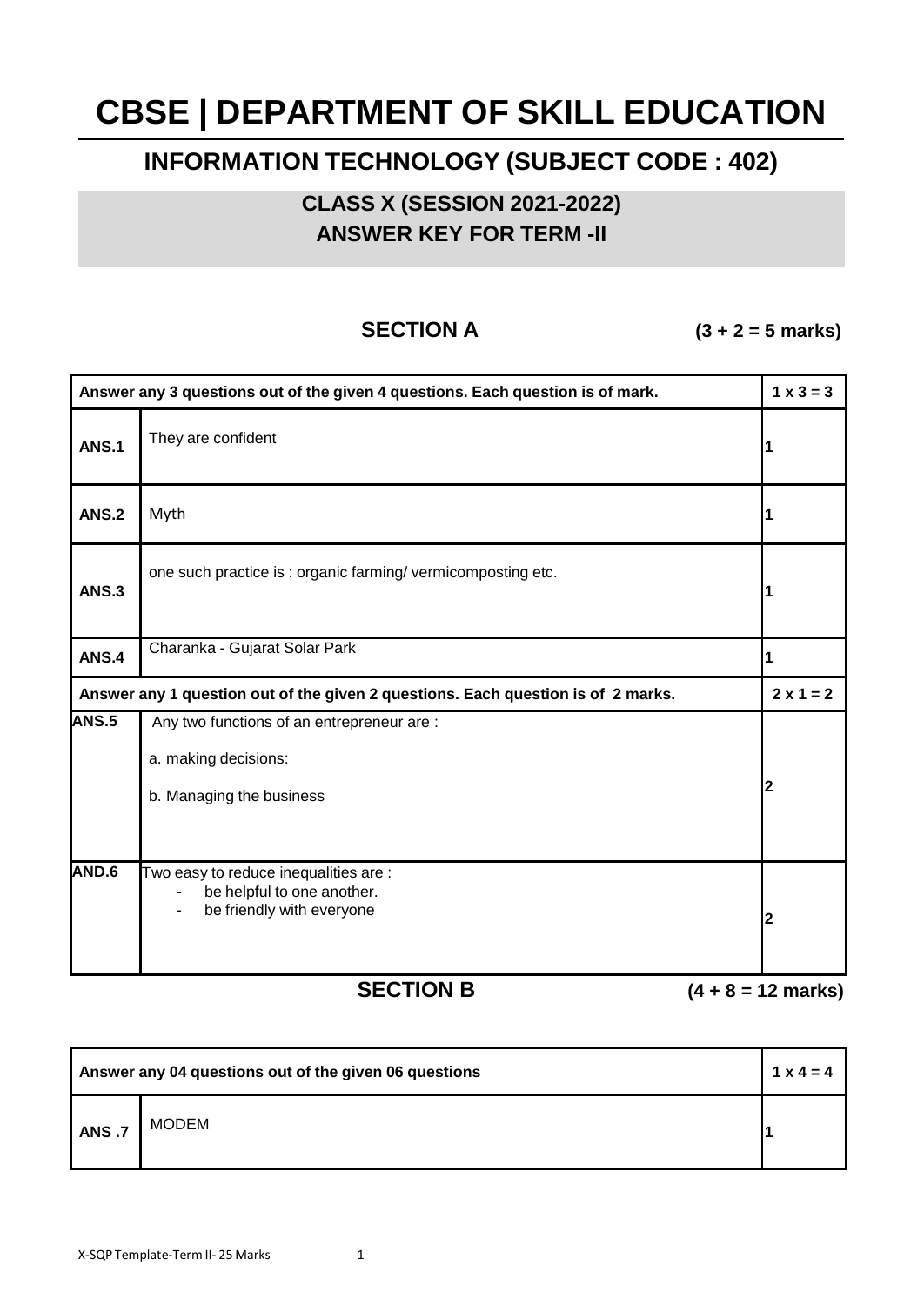# CBSE | DEPARTMENT OF SKILL EDUCATION

## INFORMATION TECHNOLOGY (SUBJECT CODE : 402)

### CLASS X (SESSION 2021-2022)
### ANSWER KEY FOR TERM -II

### SECTION A (3 + 2 = 5 marks)

| Answer any 3 questions out of the given 4 questions. Each question is of mark. | | 1 x 3 = 3 |
|---|---|---|
| **ANS.1** | They are confident | 1 |
| **ANS.2** | Myth | 1 |
| **ANS.3** | one such practice is : organic farming/ vermicomposting etc. | 1 |
| **ANS.4** | Charanka - Gujarat Solar Park | 1 |
| **Answer any 1 question out of the given 2 questions. Each question is of 2 marks.** | | **2 x 1 = 2** |
| **ANS.5** | Any two functions of an entrepreneur are :<br>a. making decisions:<br>b. Managing the business | 2 |
| **AND.6** | Two easy to reduce inequalities are :<br>- be helpful to one another.<br>- be friendly with everyone | 2 |

### SECTION B (4 + 8 = 12 marks)

| Answer any 04 questions out of the given 06 questions | | 1 x 4 = 4 |
|---|---|---|
| **ANS .7** | MODEM | 1 |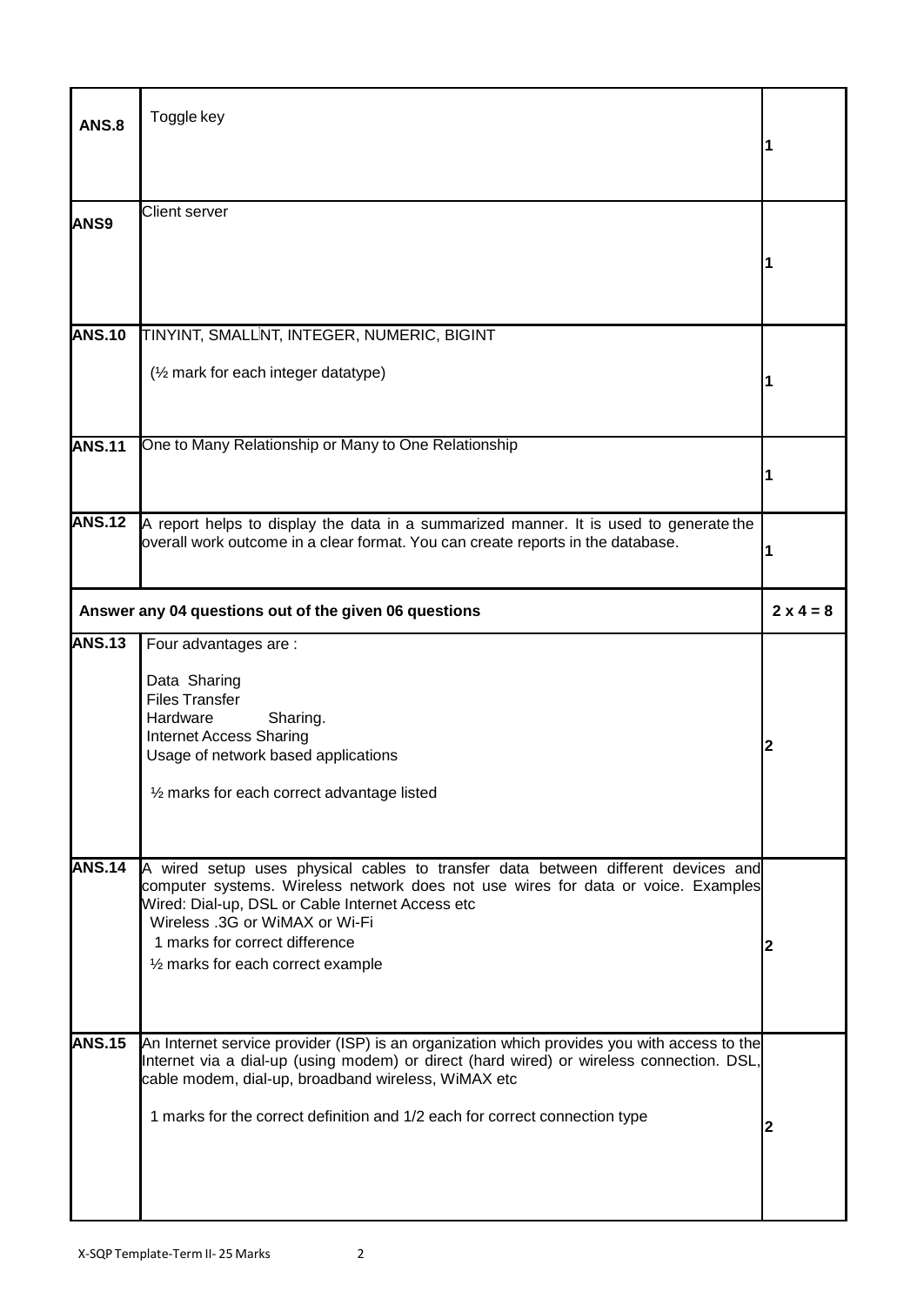| | | |
|---|---|---|
| **ANS.8** | Toggle key | **1** |
| **ANS9** | Client server | **1** |
| **ANS.10** | TINYINT, SMALLINT, INTEGER, NUMERIC, BIGINT<br><br>(½ mark for each integer datatype) | **1** |
| **ANS.11** | One to Many Relationship or Many to One Relationship | **1** |
| **ANS.12** | A report helps to display the data in a summarized manner. It is used to generate the overall work outcome in a clear format. You can create reports in the database. | **1** |
| **Answer any 04 questions out of the given 06 questions** | | **2 x 4 = 8** |
| **ANS.13** | Four advantages are :<br><br>Data Sharing<br>Files Transfer<br>Hardware Sharing.<br>Internet Access Sharing<br>Usage of network based applications<br><br>½ marks for each correct advantage listed | **2** |
| **ANS.14** | A wired setup uses physical cables to transfer data between different devices and computer systems. Wireless network does not use wires for data or voice. Examples Wired: Dial-up, DSL or Cable Internet Access etc<br>Wireless .3G or WiMAX or Wi-Fi<br>1 marks for correct difference<br>½ marks for each correct example | **2** |
| **ANS.15** | An Internet service provider (ISP) is an organization which provides you with access to the Internet via a dial-up (using modem) or direct (hard wired) or wireless connection. DSL, cable modem, dial-up, broadband wireless, WiMAX etc<br><br>1 marks for the correct definition and 1/2 each for correct connection type | **2** |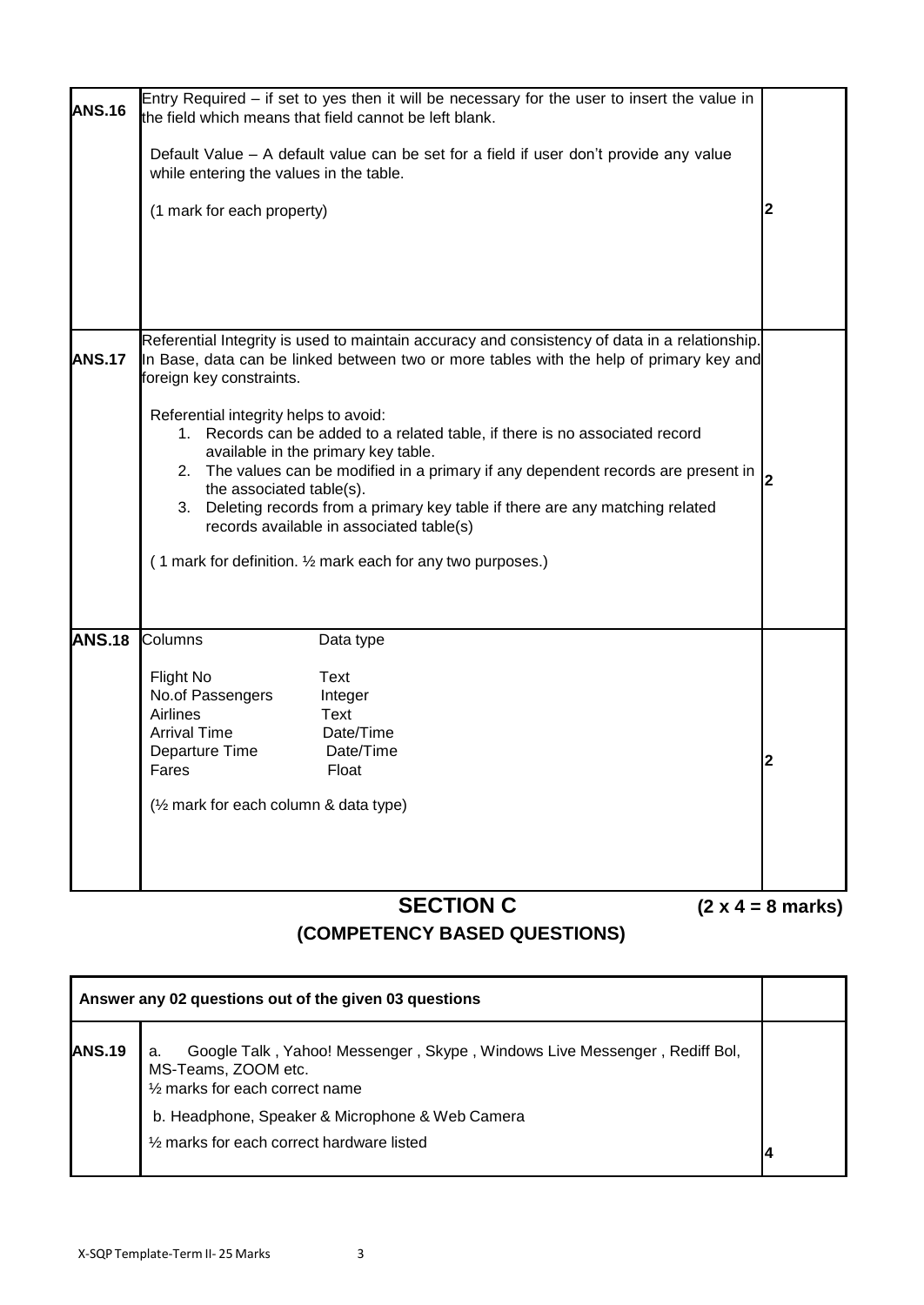| | | |
|---|---|---|
| **ANS.16** | Entry Required – if set to yes then it will be necessary for the user to insert the value in the field which means that field cannot be left blank.<br><br>Default Value – A default value can be set for a field if user don't provide any value while entering the values in the table.<br><br>(1 mark for each property) | **2** |
| **ANS.17** | Referential Integrity is used to maintain accuracy and consistency of data in a relationship. In Base, data can be linked between two or more tables with the help of primary key and foreign key constraints.<br><br>Referential integrity helps to avoid:<br>1. Records can be added to a related table, if there is no associated record available in the primary key table.<br>2. The values can be modified in a primary if any dependent records are present in the associated table(s).<br>3. Deleting records from a primary key table if there are any matching related records available in associated table(s)<br><br>( 1 mark for definition. ½ mark each for any two purposes.) | **2** |
| **ANS.18** | Columns — Data type<br><br>Flight No — Text<br>No.of Passengers — Integer<br>Airlines — Text<br>Arrival Time — Date/Time<br>Departure Time — Date/Time<br>Fares — Float<br><br>(½ mark for each column & data type) | **2** |

## SECTION C (2 x 4 = 8 marks)

## (COMPETENCY BASED QUESTIONS)

| **Answer any 02 questions out of the given 03 questions** | | |
|---|---|---|
| **ANS.19** | a. Google Talk , Yahoo! Messenger , Skype , Windows Live Messenger , Rediff Bol, MS-Teams, ZOOM etc.<br>½ marks for each correct name<br><br>b. Headphone, Speaker & Microphone & Web Camera<br>½ marks for each correct hardware listed | **4** |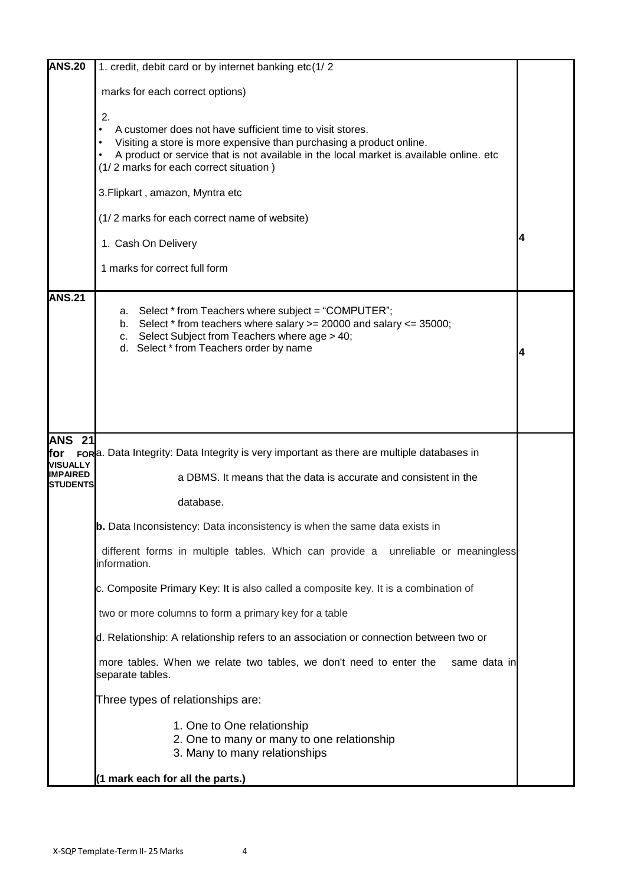| | | |
|---|---|---|
| **ANS.20** | 1. credit, debit card or by internet banking etc(1/ 2 marks for each correct options)<br><br>2.<br>• A customer does not have sufficient time to visit stores.<br>• Visiting a store is more expensive than purchasing a product online.<br>• A product or service that is not available in the local market is available online. etc<br>(1/ 2 marks for each correct situation )<br><br>3.Flipkart , amazon, Myntra etc<br><br>(1/ 2 marks for each correct name of website)<br><br>1. Cash On Delivery<br><br>1 marks for correct full form | **4** |
| **ANS.21** | a. Select * from Teachers where subject = "COMPUTER";<br>b. Select * from teachers where salary >= 20000 and salary <= 35000;<br>c. Select Subject from Teachers where age > 40;<br>d. Select * from Teachers order by name | **4** |
| **ANS 21 for FOR VISUALLY IMPAIRED STUDENTS** | a. Data Integrity: Data Integrity is very important as there are multiple databases in a DBMS. It means that the data is accurate and consistent in the database.<br><br>**b.** Data Inconsistency: Data inconsistency is when the same data exists in different forms in multiple tables. Which can provide a unreliable or meaningless information.<br><br>c. Composite Primary Key: It is also called a composite key. It is a combination of two or more columns to form a primary key for a table<br><br>d. Relationship: A relationship refers to an association or connection between two or more tables. When we relate two tables, we don't need to enter the same data in separate tables.<br><br>Three types of relationships are:<br><br>1. One to One relationship<br>2. One to many or many to one relationship<br>3. Many to many relationships<br><br>**(1 mark each for all the parts.)** | |